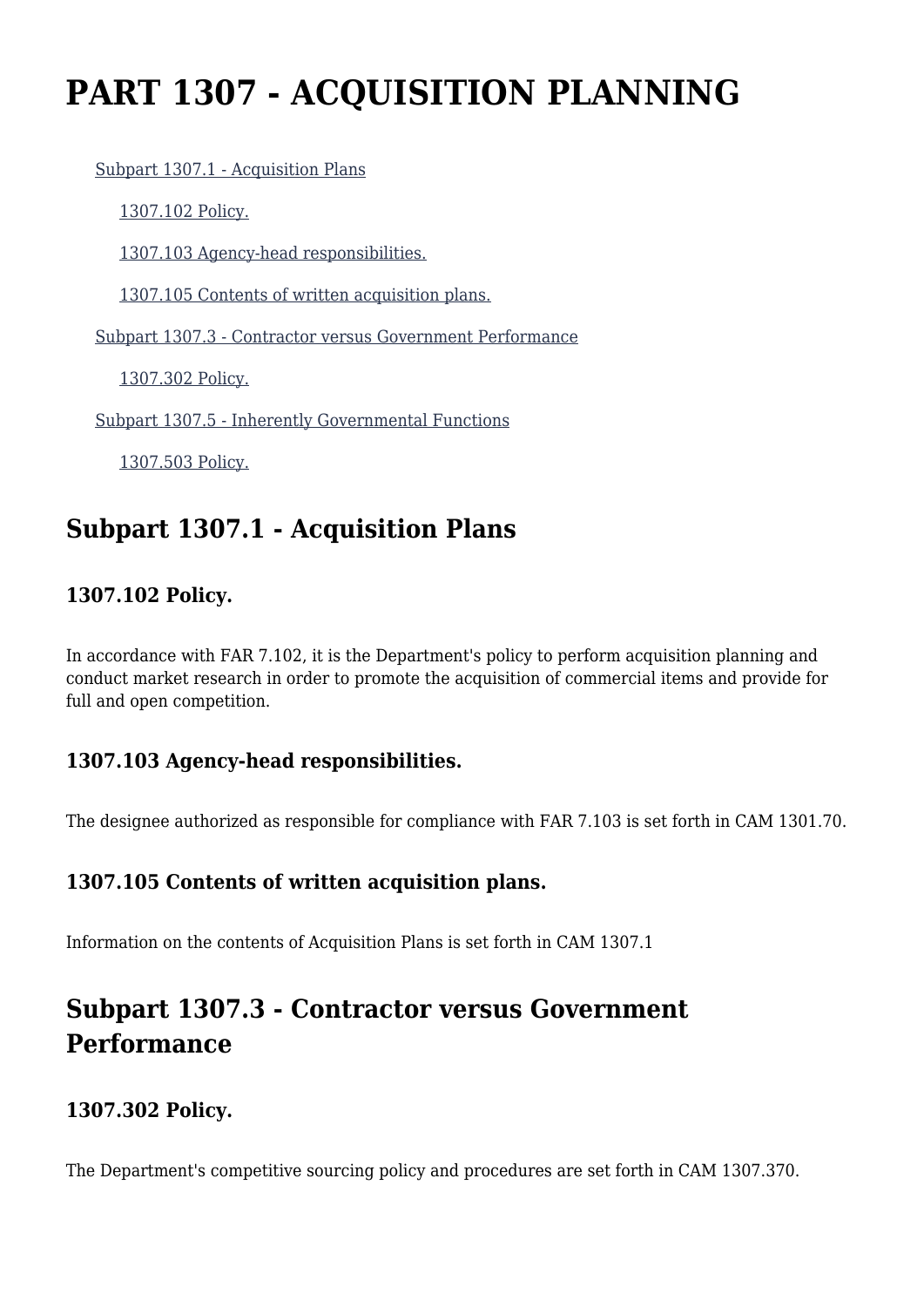# PART 1307 - ACQUISITION PLANNING

- Subpart 1307.1 - Acquisition Plans
  - 1307.102 Policy.
  - 1307.103 Agency-head responsibilities.
  - 1307.105 Contents of written acquisition plans.
- Subpart 1307.3 - Contractor versus Government Performance
  - 1307.302 Policy.
- Subpart 1307.5 - Inherently Governmental Functions
  - 1307.503 Policy.

## Subpart 1307.1 - Acquisition Plans

### 1307.102 Policy.

In accordance with FAR 7.102, it is the Department's policy to perform acquisition planning and conduct market research in order to promote the acquisition of commercial items and provide for full and open competition.

### 1307.103 Agency-head responsibilities.

The designee authorized as responsible for compliance with FAR 7.103 is set forth in CAM 1301.70.

### 1307.105 Contents of written acquisition plans.

Information on the contents of Acquisition Plans is set forth in CAM 1307.1

## Subpart 1307.3 - Contractor versus Government Performance

### 1307.302 Policy.

The Department's competitive sourcing policy and procedures are set forth in CAM 1307.370.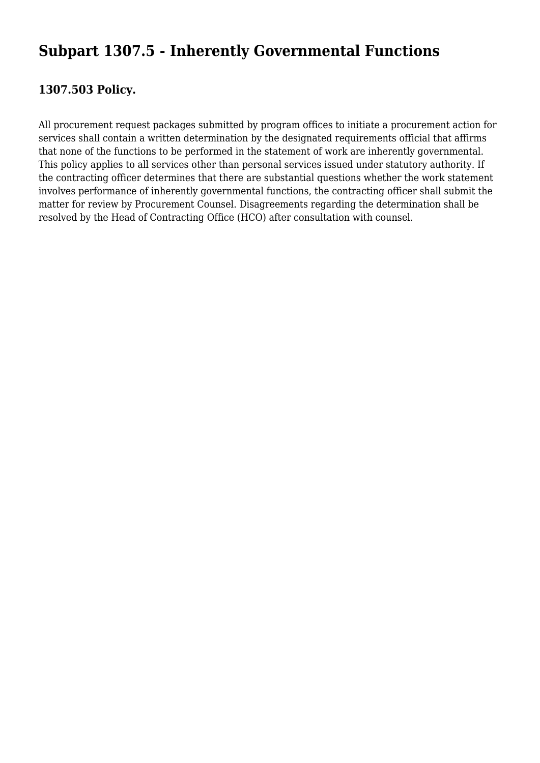## Subpart 1307.5 - Inherently Governmental Functions

### 1307.503 Policy.

All procurement request packages submitted by program offices to initiate a procurement action for services shall contain a written determination by the designated requirements official that affirms that none of the functions to be performed in the statement of work are inherently governmental. This policy applies to all services other than personal services issued under statutory authority. If the contracting officer determines that there are substantial questions whether the work statement involves performance of inherently governmental functions, the contracting officer shall submit the matter for review by Procurement Counsel. Disagreements regarding the determination shall be resolved by the Head of Contracting Office (HCO) after consultation with counsel.